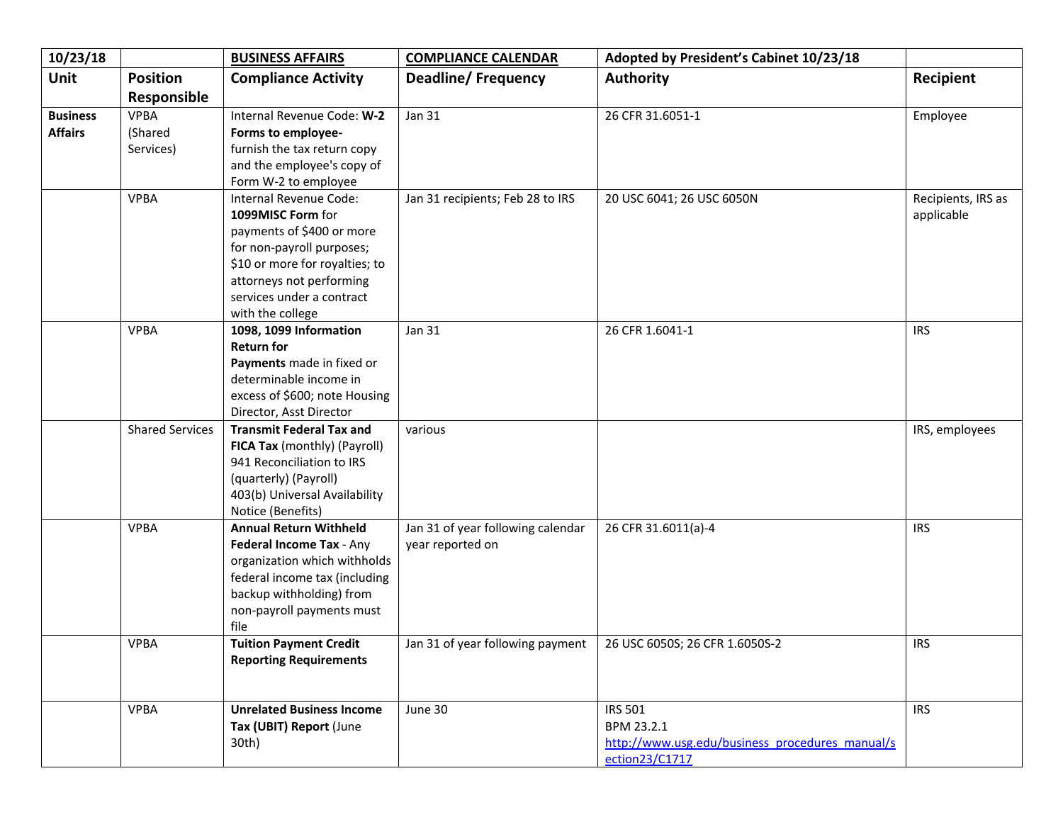| 10/23/18 | | **BUSINESS AFFAIRS** | **COMPLIANCE CALENDAR** | **Adopted by President's Cabinet 10/23/18** | |
|---|---|---|---|---|---|
| **Unit** | **Position Responsible** | **Compliance Activity** | **Deadline/ Frequency** | **Authority** | **Recipient** |
| **Business Affairs** | VPBA (Shared Services) | Internal Revenue Code: **W-2 Forms to employee-** furnish the tax return copy and the employee's copy of Form W-2 to employee | Jan 31 | 26 CFR 31.6051-1 | Employee |
| | VPBA | Internal Revenue Code: **1099MISC Form** for payments of $400 or more for non-payroll purposes; $10 or more for royalties; to attorneys not performing services under a contract with the college | Jan 31 recipients; Feb 28 to IRS | 20 USC 6041; 26 USC 6050N | Recipients, IRS as applicable |
| | VPBA | **1098, 1099 Information Return for Payments** made in fixed or determinable income in excess of $600; note Housing Director, Asst Director | Jan 31 | 26 CFR 1.6041-1 | IRS |
| | Shared Services | **Transmit Federal Tax and FICA Tax** (monthly) (Payroll) 941 Reconciliation to IRS (quarterly) (Payroll) 403(b) Universal Availability Notice (Benefits) | various | | IRS, employees |
| | VPBA | **Annual Return Withheld Federal Income Tax** - Any organization which withholds federal income tax (including backup withholding) from non-payroll payments must file | Jan 31 of year following calendar year reported on | 26 CFR 31.6011(a)-4 | IRS |
| | VPBA | **Tuition Payment Credit Reporting Requirements** | Jan 31 of year following payment | 26 USC 6050S; 26 CFR 1.6050S-2 | IRS |
| | VPBA | **Unrelated Business Income Tax (UBIT) Report** (June 30th) | June 30 | IRS 501<br>BPM 23.2.1<br>http://www.usg.edu/business_procedures_manual/section23/C1717 | IRS |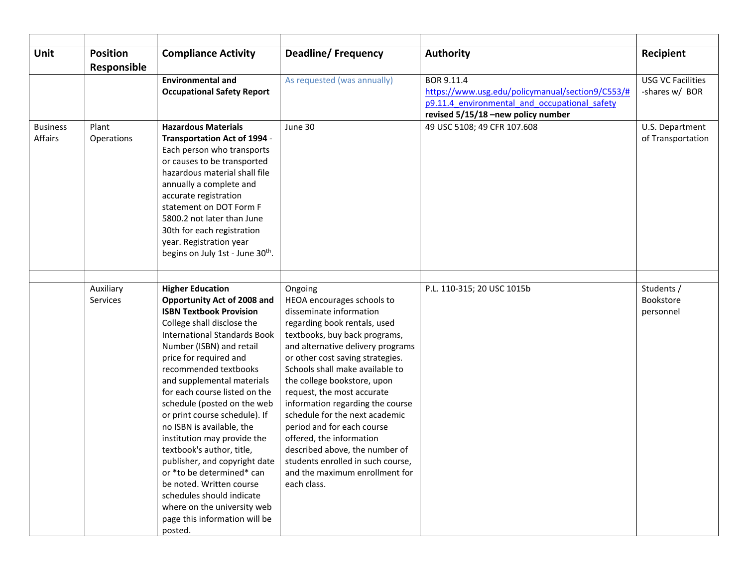| | | | | | |
|---|---|---|---|---|---|
| **Unit** | **Position Responsible** | **Compliance Activity** | **Deadline/ Frequency** | **Authority** | **Recipient** |
| | | **Environmental and Occupational Safety Report** | As requested (was annually) | BOR 9.11.4 https://www.usg.edu/policymanual/section9/C553/#p9.11.4_environmental_and_occupational_safety **revised 5/15/18 –new policy number** | USG VC Facilities -shares w/ BOR |
| Business Affairs | Plant Operations | **Hazardous Materials Transportation Act of 1994** - Each person who transports or causes to be transported hazardous material shall file annually a complete and accurate registration statement on DOT Form F 5800.2 not later than June 30th for each registration year. Registration year begins on July 1st - June 30th. | June 30 | 49 USC 5108; 49 CFR 107.608 | U.S. Department of Transportation |
| | | | | | |
| | Auxiliary Services | **Higher Education Opportunity Act of 2008 and ISBN Textbook Provision** College shall disclose the International Standards Book Number (ISBN) and retail price for required and recommended textbooks and supplemental materials for each course listed on the schedule (posted on the web or print course schedule). If no ISBN is available, the institution may provide the textbook's author, title, publisher, and copyright date or *to be determined* can be noted. Written course schedules should indicate where on the university web page this information will be posted. | Ongoing HEOA encourages schools to disseminate information regarding book rentals, used textbooks, buy back programs, and alternative delivery programs or other cost saving strategies. Schools shall make available to the college bookstore, upon request, the most accurate information regarding the course schedule for the next academic period and for each course offered, the information described above, the number of students enrolled in such course, and the maximum enrollment for each class. | P.L. 110-315; 20 USC 1015b | Students / Bookstore personnel |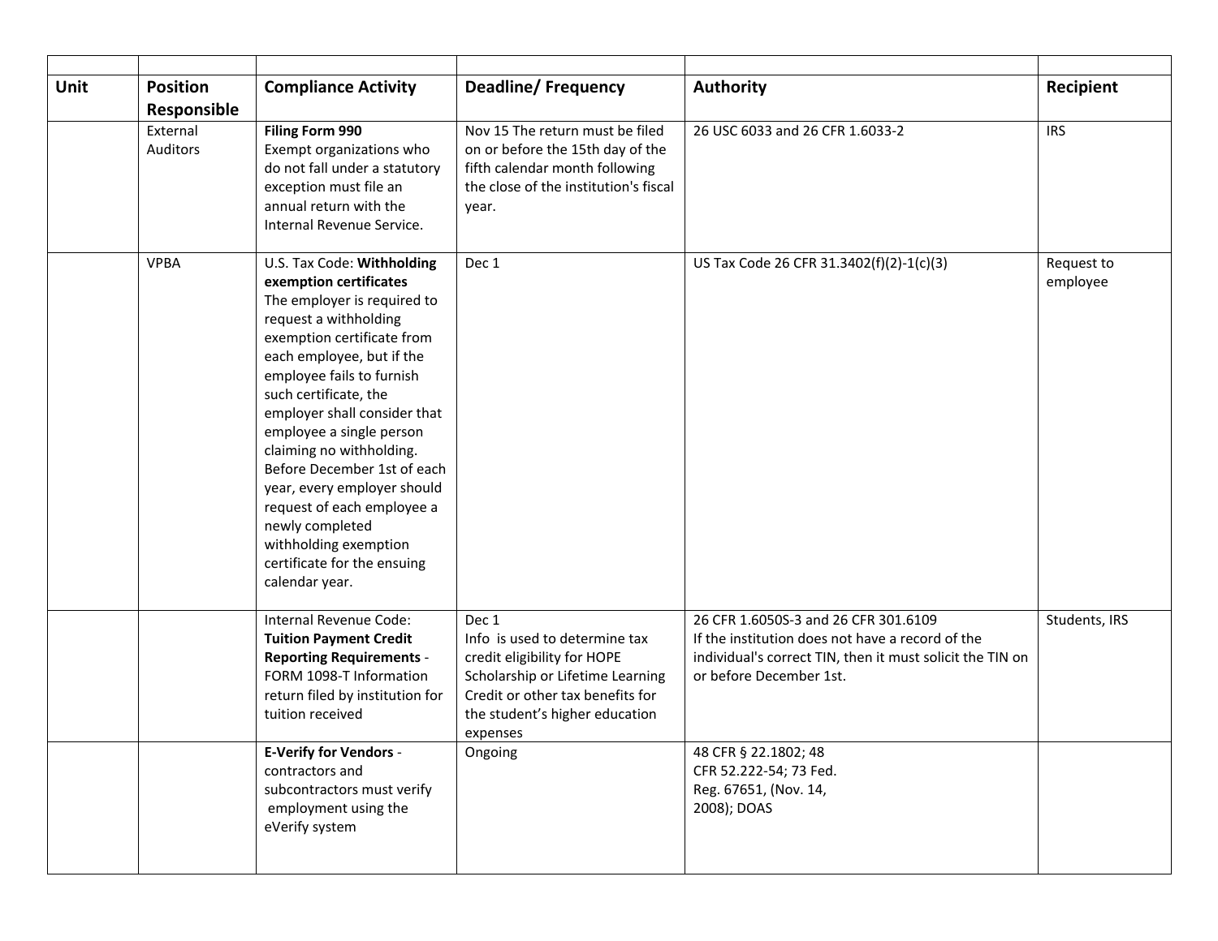| Unit | Position Responsible | Compliance Activity | Deadline/ Frequency | Authority | Recipient |
|---|---|---|---|---|---|
| | External Auditors | **Filing Form 990** Exempt organizations who do not fall under a statutory exception must file an annual return with the Internal Revenue Service. | Nov 15 The return must be filed on or before the 15th day of the fifth calendar month following the close of the institution's fiscal year. | 26 USC 6033 and 26 CFR 1.6033-2 | IRS |
| | VPBA | U.S. Tax Code: **Withholding exemption certificates** The employer is required to request a withholding exemption certificate from each employee, but if the employee fails to furnish such certificate, the employer shall consider that employee a single person claiming no withholding. Before December 1st of each year, every employer should request of each employee a newly completed withholding exemption certificate for the ensuing calendar year. | Dec 1 | US Tax Code 26 CFR 31.3402(f)(2)-1(c)(3) | Request to employee |
| | | Internal Revenue Code: **Tuition Payment Credit Reporting Requirements** - FORM 1098-T Information return filed by institution for tuition received | Dec 1 Info is used to determine tax credit eligibility for HOPE Scholarship or Lifetime Learning Credit or other tax benefits for the student's higher education expenses | 26 CFR 1.6050S-3 and 26 CFR 301.6109 If the institution does not have a record of the individual's correct TIN, then it must solicit the TIN on or before December 1st. | Students, IRS |
| | | **E-Verify for Vendors** - contractors and subcontractors must verify employment using the eVerify system | Ongoing | 48 CFR § 22.1802; 48 CFR 52.222-54; 73 Fed. Reg. 67651, (Nov. 14, 2008); DOAS | |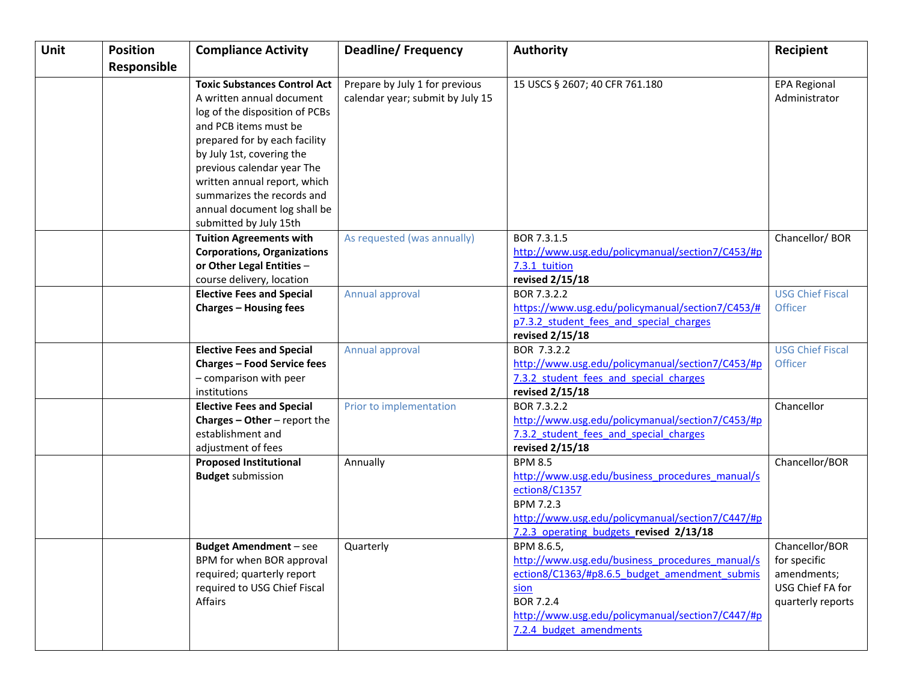| Unit | Position Responsible | Compliance Activity | Deadline/ Frequency | Authority | Recipient |
|---|---|---|---|---|---|
| | | **Toxic Substances Control Act** A written annual document log of the disposition of PCBs and PCB items must be prepared for by each facility by July 1st, covering the previous calendar year The written annual report, which summarizes the records and annual document log shall be submitted by July 15th | Prepare by July 1 for previous calendar year; submit by July 15 | 15 USCS § 2607; 40 CFR 761.180 | EPA Regional Administrator |
| | | **Tuition Agreements with Corporations, Organizations or Other Legal Entities** – course delivery, location | As requested (was annually) | BOR 7.3.1.5 http://www.usg.edu/policymanual/section7/C453/#p7.3.1_tuition **revised 2/15/18** | Chancellor/ BOR |
| | | **Elective Fees and Special Charges – Housing fees** | Annual approval | BOR 7.3.2.2 https://www.usg.edu/policymanual/section7/C453/#p7.3.2_student_fees_and_special_charges **revised 2/15/18** | USG Chief Fiscal Officer |
| | | **Elective Fees and Special Charges – Food Service fees** – comparison with peer institutions | Annual approval | BOR 7.3.2.2 http://www.usg.edu/policymanual/section7/C453/#p7.3.2_student_fees_and_special_charges **revised 2/15/18** | USG Chief Fiscal Officer |
| | | **Elective Fees and Special Charges – Other** – report the establishment and adjustment of fees | Prior to implementation | BOR 7.3.2.2 http://www.usg.edu/policymanual/section7/C453/#p7.3.2_student_fees_and_special_charges **revised 2/15/18** | Chancellor |
| | | **Proposed Institutional Budget** submission | Annually | BPM 8.5 http://www.usg.edu/business_procedures_manual/section8/C1357 BPM 7.2.3 http://www.usg.edu/policymanual/section7/C447/#p7.2.3_operating_budgets **revised 2/13/18** | Chancellor/BOR |
| | | **Budget Amendment** – see BPM for when BOR approval required; quarterly report required to USG Chief Fiscal Affairs | Quarterly | BPM 8.6.5, http://www.usg.edu/business_procedures_manual/section8/C1363/#p8.6.5_budget_amendment_submission BOR 7.2.4 http://www.usg.edu/policymanual/section7/C447/#p7.2.4_budget_amendments | Chancellor/BOR for specific amendments; USG Chief FA for quarterly reports |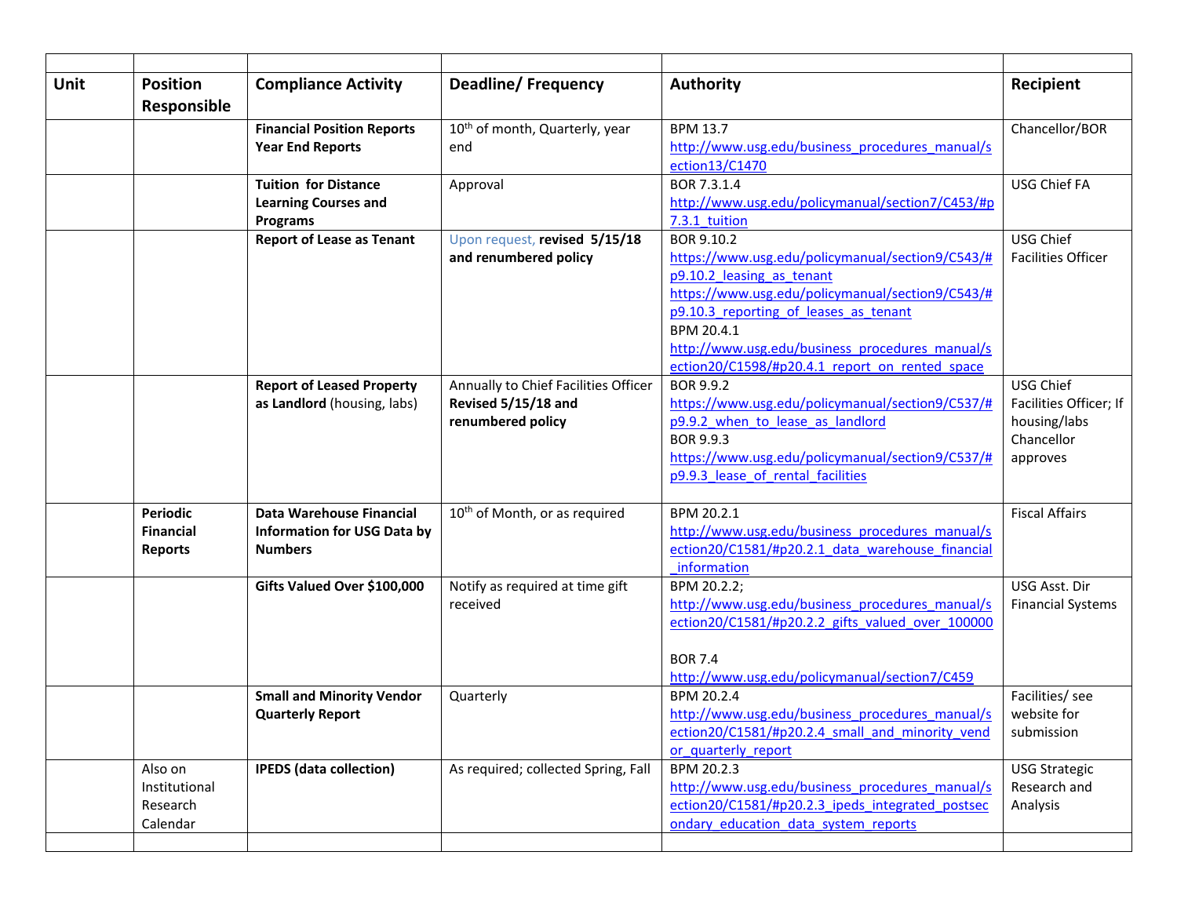| Unit | Position Responsible | Compliance Activity | Deadline/ Frequency | Authority | Recipient |
|---|---|---|---|---|---|
| | | | | | |
| | | **Financial Position Reports Year End Reports** | 10th of month, Quarterly, year end | BPM 13.7 http://www.usg.edu/business_procedures_manual/section13/C1470 | Chancellor/BOR |
| | | **Tuition for Distance Learning Courses and Programs** | Approval | BOR 7.3.1.4 http://www.usg.edu/policymanual/section7/C453/#p7.3.1_tuition | USG Chief FA |
| | | **Report of Lease as Tenant** | Upon request, **revised 5/15/18 and renumbered policy** | BOR 9.10.2 https://www.usg.edu/policymanual/section9/C543/#p9.10.2_leasing_as_tenant https://www.usg.edu/policymanual/section9/C543/#p9.10.3_reporting_of_leases_as_tenant BPM 20.4.1 http://www.usg.edu/business_procedures_manual/section20/C1598/#p20.4.1_report_on_rented_space | USG Chief Facilities Officer |
| | | **Report of Leased Property as Landlord** (housing, labs) | Annually to Chief Facilities Officer **Revised 5/15/18 and renumbered policy** | BOR 9.9.2 https://www.usg.edu/policymanual/section9/C537/#p9.9.2_when_to_lease_as_landlord BOR 9.9.3 https://www.usg.edu/policymanual/section9/C537/#p9.9.3_lease_of_rental_facilities | USG Chief Facilities Officer; If housing/labs Chancellor approves |
| | **Periodic Financial Reports** | **Data Warehouse Financial Information for USG Data by Numbers** | 10th of Month, or as required | BPM 20.2.1 http://www.usg.edu/business_procedures_manual/section20/C1581/#p20.2.1_data_warehouse_financial_information | Fiscal Affairs |
| | | **Gifts Valued Over $100,000** | Notify as required at time gift received | BPM 20.2.2; http://www.usg.edu/business_procedures_manual/section20/C1581/#p20.2.2_gifts_valued_over_100000 BOR 7.4 http://www.usg.edu/policymanual/section7/C459 | USG Asst. Dir Financial Systems |
| | | **Small and Minority Vendor Quarterly Report** | Quarterly | BPM 20.2.4 http://www.usg.edu/business_procedures_manual/section20/C1581/#p20.2.4_small_and_minority_vendor_quarterly_report | Facilities/ see website for submission |
| | Also on Institutional Research Calendar | **IPEDS (data collection)** | As required; collected Spring, Fall | BPM 20.2.3 http://www.usg.edu/business_procedures_manual/section20/C1581/#p20.2.3_ipeds_integrated_postsecondary_education_data_system_reports | USG Strategic Research and Analysis |
| | | | | | |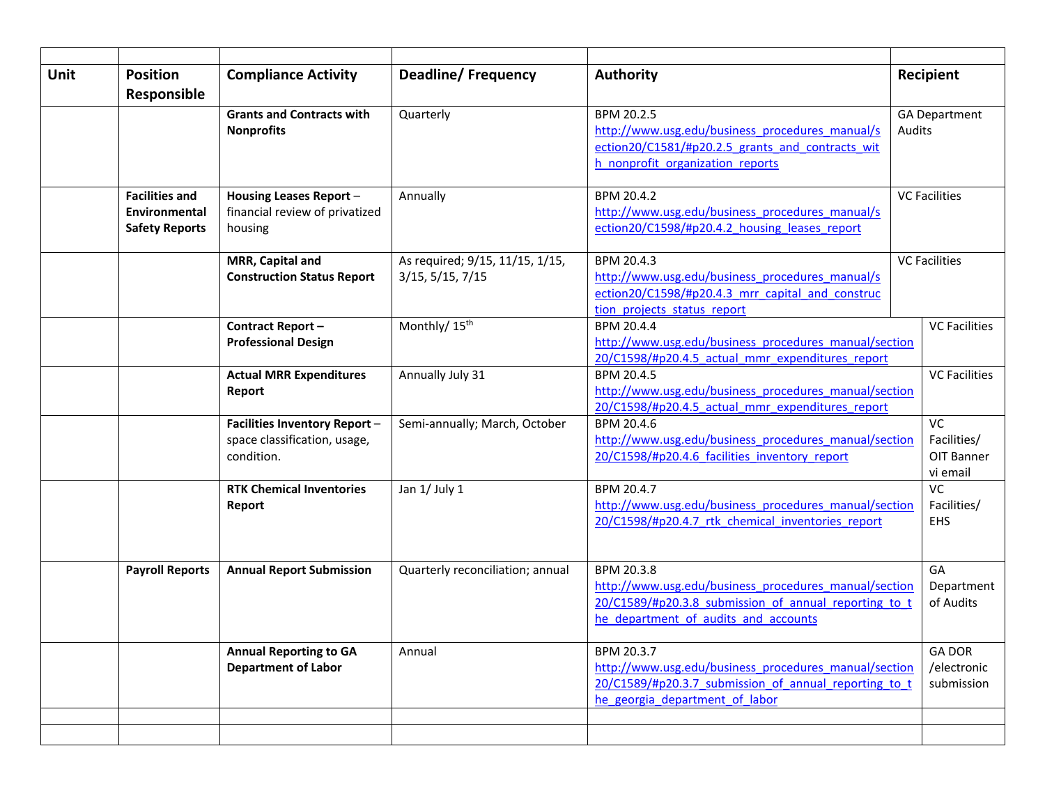| Unit | Position Responsible | Compliance Activity | Deadline/ Frequency | Authority | Recipient |
|---|---|---|---|---|---|
| | | **Grants and Contracts with Nonprofits** | Quarterly | BPM 20.2.5 http://www.usg.edu/business_procedures_manual/section20/C1581/#p20.2.5_grants_and_contracts_with_nonprofit_organization_reports | GA Department Audits |
| | **Facilities and Environmental Safety Reports** | **Housing Leases Report** – financial review of privatized housing | Annually | BPM 20.4.2 http://www.usg.edu/business_procedures_manual/section20/C1598/#p20.4.2_housing_leases_report | VC Facilities |
| | | **MRR, Capital and Construction Status Report** | As required; 9/15, 11/15, 1/15, 3/15, 5/15, 7/15 | BPM 20.4.3 http://www.usg.edu/business_procedures_manual/section20/C1598/#p20.4.3_mrr_capital_and_construction_projects_status_report | VC Facilities |
| | | **Contract Report – Professional Design** | Monthly/ 15th | BPM 20.4.4 http://www.usg.edu/business_procedures_manual/section20/C1598/#p20.4.5_actual_mrr_expenditures_report | VC Facilities |
| | | **Actual MRR Expenditures Report** | Annually July 31 | BPM 20.4.5 http://www.usg.edu/business_procedures_manual/section20/C1598/#p20.4.5_actual_mrr_expenditures_report | VC Facilities |
| | | **Facilities Inventory Report** – space classification, usage, condition. | Semi-annually; March, October | BPM 20.4.6 http://www.usg.edu/business_procedures_manual/section20/C1598/#p20.4.6_facilities_inventory_report | VC Facilities/ OIT Banner vi email |
| | | **RTK Chemical Inventories Report** | Jan 1/ July 1 | BPM 20.4.7 http://www.usg.edu/business_procedures_manual/section20/C1598/#p20.4.7_rtk_chemical_inventories_report | VC Facilities/ EHS |
| | **Payroll Reports** | **Annual Report Submission** | Quarterly reconciliation; annual | BPM 20.3.8 http://www.usg.edu/business_procedures_manual/section20/C1589/#p20.3.8_submission_of_annual_reporting_to_the_department_of_audits_and_accounts | GA Department of Audits |
| | | **Annual Reporting to GA Department of Labor** | Annual | BPM 20.3.7 http://www.usg.edu/business_procedures_manual/section20/C1589/#p20.3.7_submission_of_annual_reporting_to_the_georgia_department_of_labor | GA DOR /electronic submission |
| | | | | | |
| | | | | | |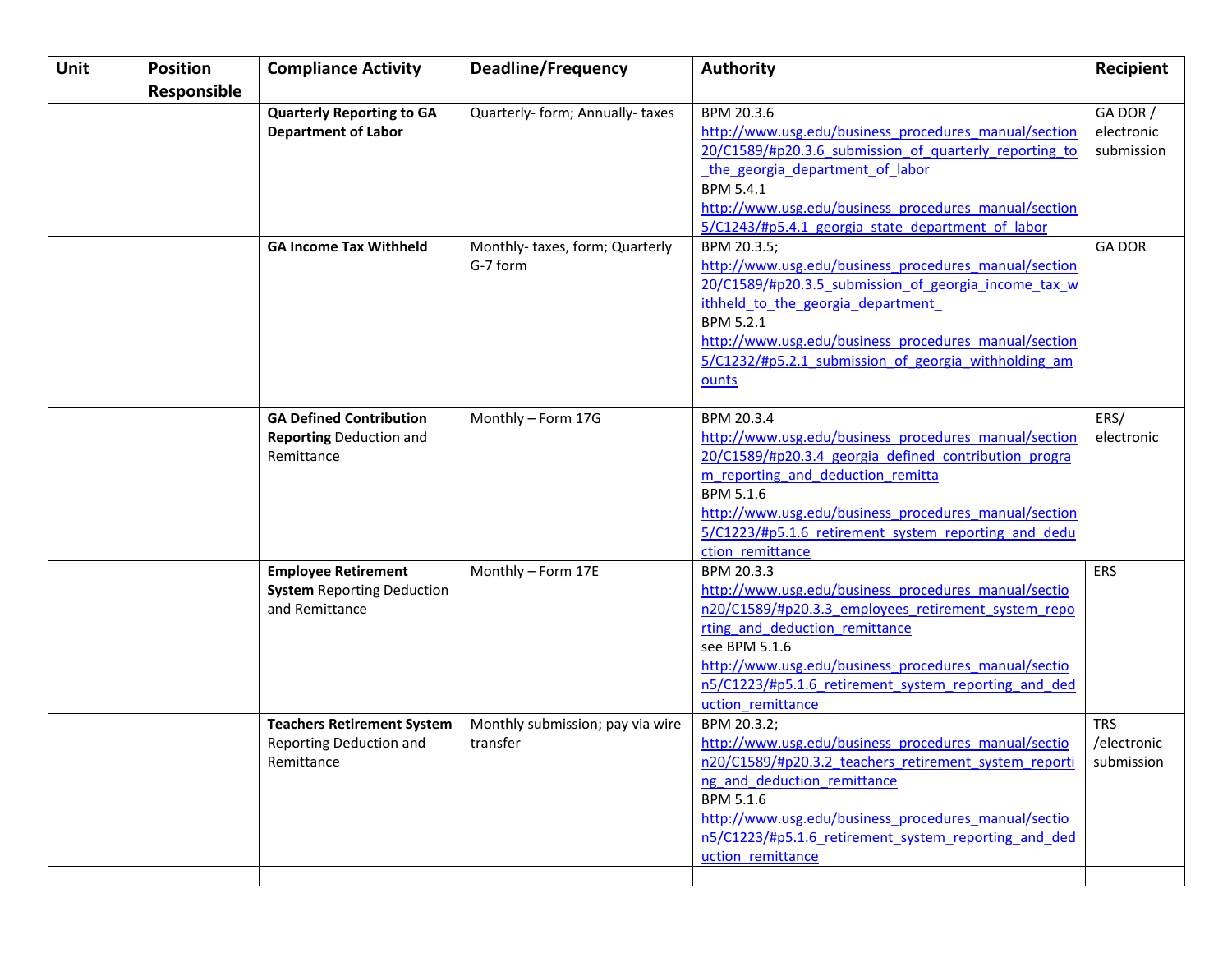| Unit | Position Responsible | Compliance Activity | Deadline/Frequency | Authority | Recipient |
|---|---|---|---|---|---|
| | | **Quarterly Reporting to GA Department of Labor** | Quarterly- form; Annually- taxes | BPM 20.3.6 http://www.usg.edu/business_procedures_manual/section20/C1589/#p20.3.6_submission_of_quarterly_reporting_to_the_georgia_department_of_labor BPM 5.4.1 http://www.usg.edu/business_procedures_manual/section5/C1243/#p5.4.1_georgia_state_department_of_labor | GA DOR / electronic submission |
| | | **GA Income Tax Withheld** | Monthly- taxes, form; Quarterly G-7 form | BPM 20.3.5; http://www.usg.edu/business_procedures_manual/section20/C1589/#p20.3.5_submission_of_georgia_income_tax_withheld_to_the_georgia_department_ BPM 5.2.1 http://www.usg.edu/business_procedures_manual/section5/C1232/#p5.2.1_submission_of_georgia_withholding_amounts | GA DOR |
| | | **GA Defined Contribution Reporting** Deduction and Remittance | Monthly – Form 17G | BPM 20.3.4 http://www.usg.edu/business_procedures_manual/section20/C1589/#p20.3.4_georgia_defined_contribution_program_reporting_and_deduction_remitta BPM 5.1.6 http://www.usg.edu/business_procedures_manual/section5/C1223/#p5.1.6_retirement_system_reporting_and_deduction_remittance | ERS/ electronic |
| | | **Employee Retirement System** Reporting Deduction and Remittance | Monthly – Form 17E | BPM 20.3.3 http://www.usg.edu/business_procedures_manual/section20/C1589/#p20.3.3_employees_retirement_system_reporting_and_deduction_remittance see BPM 5.1.6 http://www.usg.edu/business_procedures_manual/section5/C1223/#p5.1.6_retirement_system_reporting_and_deduction_remittance | ERS |
| | | **Teachers Retirement System** Reporting Deduction and Remittance | Monthly submission; pay via wire transfer | BPM 20.3.2; http://www.usg.edu/business_procedures_manual/section20/C1589/#p20.3.2_teachers_retirement_system_reporting_and_deduction_remittance BPM 5.1.6 http://www.usg.edu/business_procedures_manual/section5/C1223/#p5.1.6_retirement_system_reporting_and_deduction_remittance | TRS /electronic submission |
| | | | | | |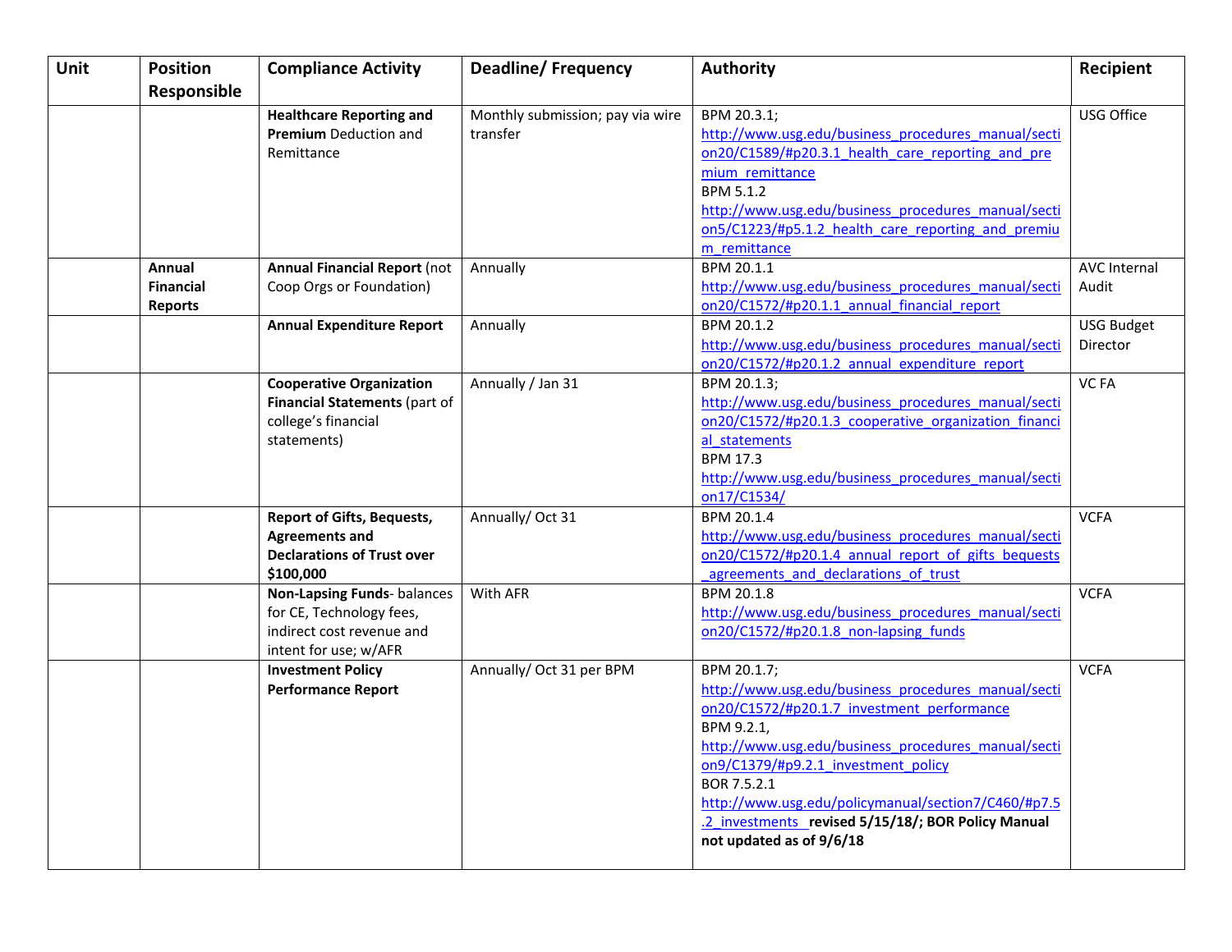| Unit | Position Responsible | Compliance Activity | Deadline/ Frequency | Authority | Recipient |
|---|---|---|---|---|---|
| | | **Healthcare Reporting and Premium** Deduction and Remittance | Monthly submission; pay via wire transfer | BPM 20.3.1; http://www.usg.edu/business_procedures_manual/section20/C1589/#p20.3.1_health_care_reporting_and_premium_remittance BPM 5.1.2 http://www.usg.edu/business_procedures_manual/section5/C1223/#p5.1.2_health_care_reporting_and_premium_remittance | USG Office |
| | **Annual Financial Reports** | **Annual Financial Report** (not Coop Orgs or Foundation) | Annually | BPM 20.1.1 http://www.usg.edu/business_procedures_manual/section20/C1572/#p20.1.1_annual_financial_report | AVC Internal Audit |
| | | **Annual Expenditure Report** | Annually | BPM 20.1.2 http://www.usg.edu/business_procedures_manual/section20/C1572/#p20.1.2_annual_expenditure_report | USG Budget Director |
| | | **Cooperative Organization Financial Statements** (part of college's financial statements) | Annually / Jan 31 | BPM 20.1.3; http://www.usg.edu/business_procedures_manual/section20/C1572/#p20.1.3_cooperative_organization_financial_statements BPM 17.3 http://www.usg.edu/business_procedures_manual/section17/C1534/ | VC FA |
| | | **Report of Gifts, Bequests, Agreements and Declarations of Trust over $100,000** | Annually/ Oct 31 | BPM 20.1.4 http://www.usg.edu/business_procedures_manual/section20/C1572/#p20.1.4_annual_report_of_gifts_bequests_agreements_and_declarations_of_trust | VCFA |
| | | **Non-Lapsing Funds**- balances for CE, Technology fees, indirect cost revenue and intent for use; w/AFR | With AFR | BPM 20.1.8 http://www.usg.edu/business_procedures_manual/section20/C1572/#p20.1.8_non-lapsing_funds | VCFA |
| | | **Investment Policy Performance Report** | Annually/ Oct 31 per BPM | BPM 20.1.7; http://www.usg.edu/business_procedures_manual/section20/C1572/#p20.1.7_investment_performance BPM 9.2.1, http://www.usg.edu/business_procedures_manual/section9/C1379/#p9.2.1_investment_policy BOR 7.5.2.1 http://www.usg.edu/policymanual/section7/C460/#p7.5.2_investments **revised 5/15/18/; BOR Policy Manual not updated as of 9/6/18** | VCFA |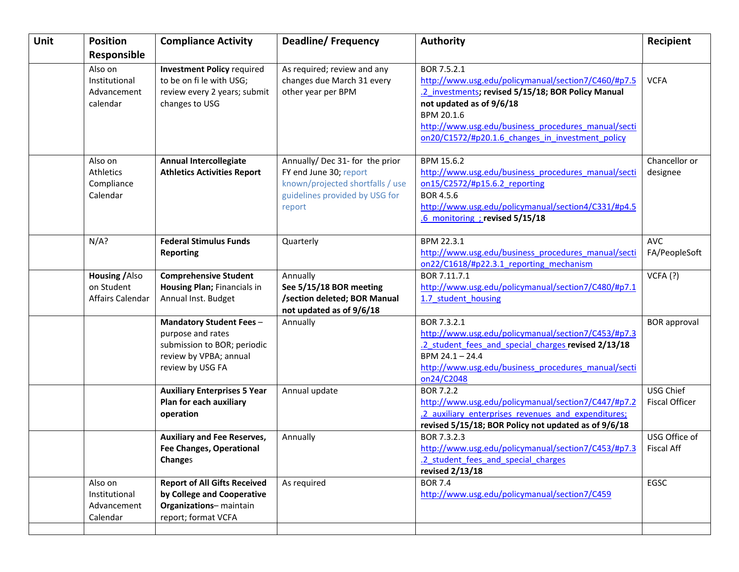| Unit | Position Responsible | Compliance Activity | Deadline/ Frequency | Authority | Recipient |
|---|---|---|---|---|---|
| | Also on Institutional Advancement calendar | **Investment Policy** required to be on fi le with USG; review every 2 years; submit changes to USG | As required; review and any changes due March 31 every other year per BPM | BOR 7.5.2.1 http://www.usg.edu/policymanual/section7/C460/#p7.5.2_investments**; revised 5/15/18; BOR Policy Manual not updated as of 9/6/18** BPM 20.1.6 http://www.usg.edu/business_procedures_manual/section20/C1572/#p20.1.6_changes_in_investment_policy | VCFA |
| | Also on Athletics Compliance Calendar | **Annual Intercollegiate Athletics Activities Report** | Annually/ Dec 31- for the prior FY end June 30; report known/projected shortfalls / use guidelines provided by USG for report | BPM 15.6.2 http://www.usg.edu/business_procedures_manual/section15/C2572/#p15.6.2_reporting BOR 4.5.6 http://www.usg.edu/policymanual/section4/C331/#p4.5.6_monitoring ; **revised 5/15/18** | Chancellor or designee |
| | N/A? | **Federal Stimulus Funds Reporting** | Quarterly | BPM 22.3.1 http://www.usg.edu/business_procedures_manual/section22/C1618/#p22.3.1_reporting_mechanism | AVC FA/PeopleSoft |
| | **Housing /**Also on Student Affairs Calendar | **Comprehensive Student Housing Plan;** Financials in Annual Inst. Budget | Annually **See 5/15/18 BOR meeting /section deleted; BOR Manual not updated as of 9/6/18** | BOR 7.11.7.1 http://www.usg.edu/policymanual/section7/C480/#p7.11.7_student_housing | VCFA (?) |
| | | **Mandatory Student Fees** – purpose and rates submission to BOR; periodic review by VPBA; annual review by USG FA | Annually | BOR 7.3.2.1 http://www.usg.edu/policymanual/section7/C453/#p7.3.2_student_fees_and_special_charges **revised 2/13/18** BPM 24.1 – 24.4 http://www.usg.edu/business_procedures_manual/section24/C2048 | BOR approval |
| | | **Auxiliary Enterprises 5 Year Plan for each auxiliary operation** | Annual update | BOR 7.2.2 http://www.usg.edu/policymanual/section7/C447/#p7.2.2_auxiliary_enterprises_revenues_and_expenditures; **revised 5/15/18; BOR Policy not updated as of 9/6/18** | USG Chief Fiscal Officer |
| | | **Auxiliary and Fee Reserves, Fee Changes, Operational Change**s | Annually | BOR 7.3.2.3 http://www.usg.edu/policymanual/section7/C453/#p7.3.2_student_fees_and_special_charges **revised 2/13/18** | USG Office of Fiscal Aff |
| | Also on Institutional Advancement Calendar | **Report of All Gifts Received by College and Cooperative Organizations**– maintain report; format VCFA | As required | BOR 7.4 http://www.usg.edu/policymanual/section7/C459 | EGSC |
| | | | | | |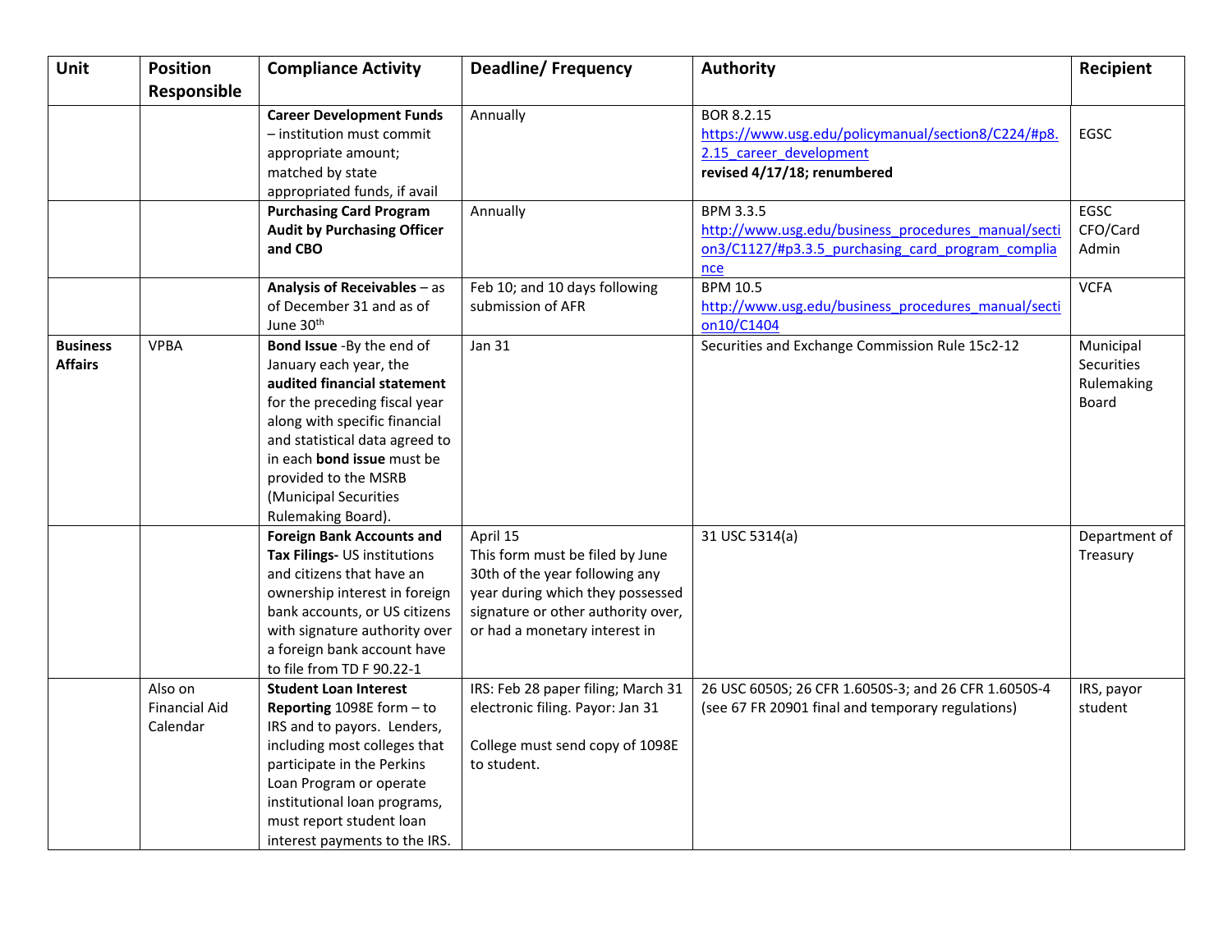| Unit | Position Responsible | Compliance Activity | Deadline/ Frequency | Authority | Recipient |
|---|---|---|---|---|---|
| | | **Career Development Funds** – institution must commit appropriate amount; matched by state appropriated funds, if avail | Annually | BOR 8.2.15 https://www.usg.edu/policymanual/section8/C224/#p8.2.15_career_development **revised 4/17/18; renumbered** | EGSC |
| | | **Purchasing Card Program Audit by Purchasing Officer and CBO** | Annually | BPM 3.3.5 http://www.usg.edu/business_procedures_manual/section3/C1127/#p3.3.5_purchasing_card_program_compliance | EGSC CFO/Card Admin |
| | | **Analysis of Receivables** – as of December 31 and as of June 30th | Feb 10; and 10 days following submission of AFR | BPM 10.5 http://www.usg.edu/business_procedures_manual/section10/C1404 | VCFA |
| **Business Affairs** | VPBA | **Bond Issue** -By the end of January each year, the **audited financial statement** for the preceding fiscal year along with specific financial and statistical data agreed to in each **bond issue** must be provided to the MSRB (Municipal Securities Rulemaking Board). | Jan 31 | Securities and Exchange Commission Rule 15c2-12 | Municipal Securities Rulemaking Board |
| | | **Foreign Bank Accounts and Tax Filings-** US institutions and citizens that have an ownership interest in foreign bank accounts, or US citizens with signature authority over a foreign bank account have to file from TD F 90.22-1 | April 15 This form must be filed by June 30th of the year following any year during which they possessed signature or other authority over, or had a monetary interest in | 31 USC 5314(a) | Department of Treasury |
| | Also on Financial Aid Calendar | **Student Loan Interest Reporting** 1098E form – to IRS and to payors. Lenders, including most colleges that participate in the Perkins Loan Program or operate institutional loan programs, must report student loan interest payments to the IRS. | IRS: Feb 28 paper filing; March 31 electronic filing. Payor: Jan 31<br><br>College must send copy of 1098E to student. | 26 USC 6050S; 26 CFR 1.6050S-3; and 26 CFR 1.6050S-4 (see 67 FR 20901 final and temporary regulations) | IRS, payor student |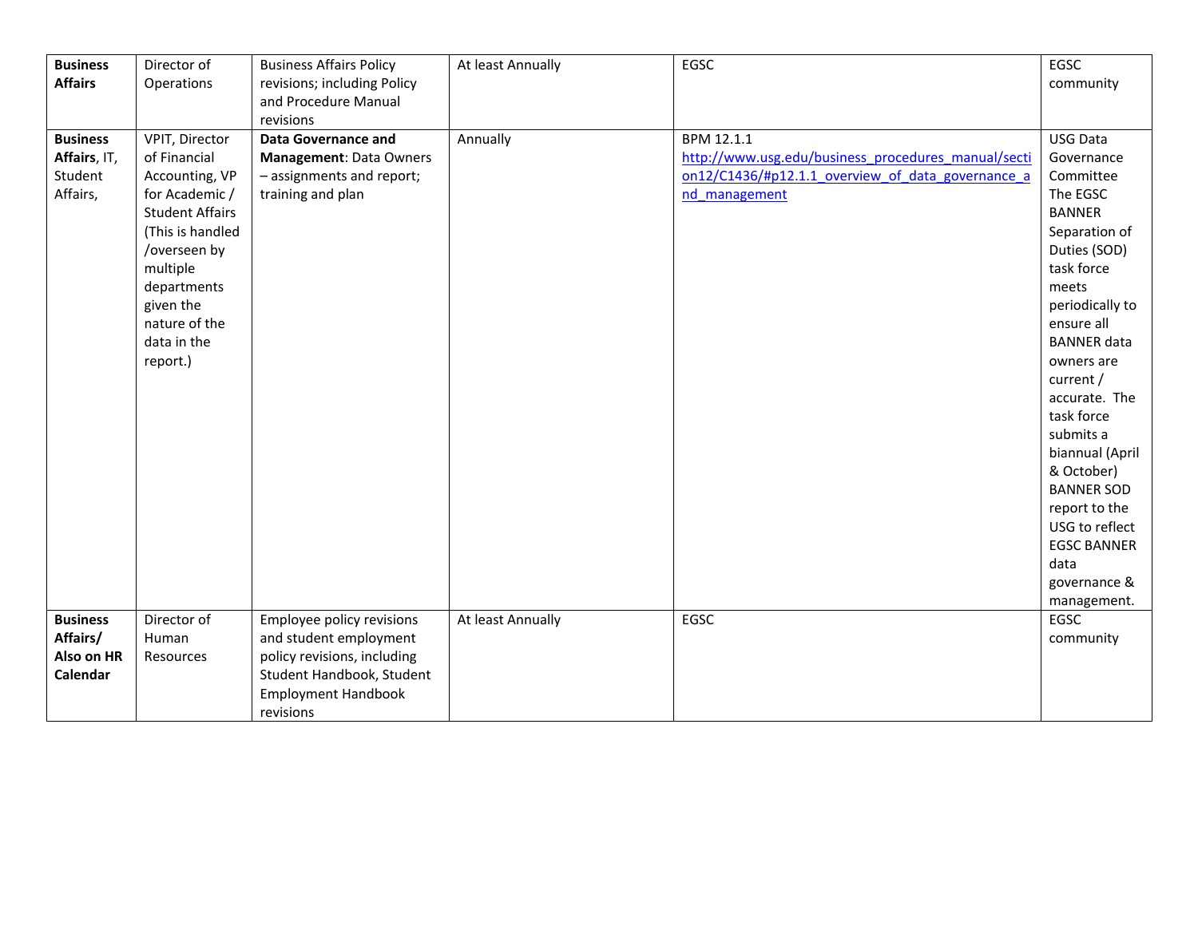| | | | | | |
|---|---|---|---|---|---|
| **Business Affairs** | Director of Operations | Business Affairs Policy revisions; including Policy and Procedure Manual revisions | At least Annually | EGSC | EGSC community |
| **Business Affairs**, IT, Student Affairs, | VPIT, Director of Financial Accounting, VP for Academic / Student Affairs (This is handled /overseen by multiple departments given the nature of the data in the report.) | **Data Governance and Management**: Data Owners – assignments and report; training and plan | Annually | BPM 12.1.1 http://www.usg.edu/business_procedures_manual/section12/C1436/#p12.1.1_overview_of_data_governance_and_management | USG Data Governance Committee The EGSC BANNER Separation of Duties (SOD) task force meets periodically to ensure all BANNER data owners are current / accurate. The task force submits a biannual (April & October) BANNER SOD report to the USG to reflect EGSC BANNER data governance & management. |
| **Business Affairs/ Also on HR Calendar** | Director of Human Resources | Employee policy revisions and student employment policy revisions, including Student Handbook, Student Employment Handbook revisions | At least Annually | EGSC | EGSC community |